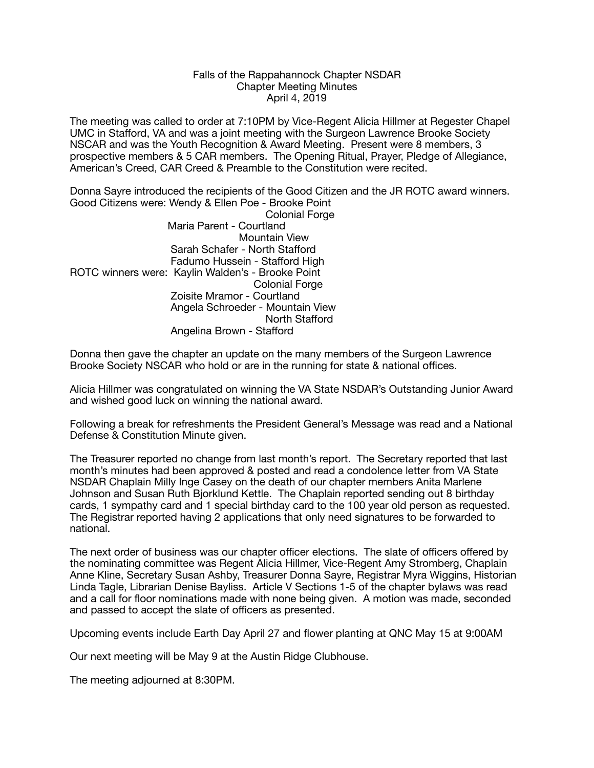Falls of the Rappahannock Chapter NSDAR
Chapter Meeting Minutes
April 4, 2019

The meeting was called to order at 7:10PM by Vice-Regent Alicia Hillmer at Regester Chapel UMC in Stafford, VA and was a joint meeting with the Surgeon Lawrence Brooke Society NSCAR and was the Youth Recognition & Award Meeting. Present were 8 members, 3 prospective members & 5 CAR members. The Opening Ritual, Prayer, Pledge of Allegiance, American's Creed, CAR Creed & Preamble to the Constitution were recited.

Donna Sayre introduced the recipients of the Good Citizen and the JR ROTC award winners.

Good Citizens were: Wendy & Ellen Poe - Brooke Point
Colonial Forge
Maria Parent - Courtland
Mountain View
Sarah Schafer - North Stafford
Fadumo Hussein - Stafford High

ROTC winners were: Kaylin Walden's - Brooke Point
Colonial Forge
Zoisite Mramor - Courtland
Angela Schroeder - Mountain View
North Stafford
Angelina Brown - Stafford

Donna then gave the chapter an update on the many members of the Surgeon Lawrence Brooke Society NSCAR who hold or are in the running for state & national offices.

Alicia Hillmer was congratulated on winning the VA State NSDAR's Outstanding Junior Award and wished good luck on winning the national award.

Following a break for refreshments the President General's Message was read and a National Defense & Constitution Minute given.

The Treasurer reported no change from last month's report. The Secretary reported that last month's minutes had been approved & posted and read a condolence letter from VA State NSDAR Chaplain Milly Inge Casey on the death of our chapter members Anita Marlene Johnson and Susan Ruth Bjorklund Kettle. The Chaplain reported sending out 8 birthday cards, 1 sympathy card and 1 special birthday card to the 100 year old person as requested. The Registrar reported having 2 applications that only need signatures to be forwarded to national.

The next order of business was our chapter officer elections. The slate of officers offered by the nominating committee was Regent Alicia Hillmer, Vice-Regent Amy Stromberg, Chaplain Anne Kline, Secretary Susan Ashby, Treasurer Donna Sayre, Registrar Myra Wiggins, Historian Linda Tagle, Librarian Denise Bayliss. Article V Sections 1-5 of the chapter bylaws was read and a call for floor nominations made with none being given. A motion was made, seconded and passed to accept the slate of officers as presented.

Upcoming events include Earth Day April 27 and flower planting at QNC May 15 at 9:00AM

Our next meeting will be May 9 at the Austin Ridge Clubhouse.

The meeting adjourned at 8:30PM.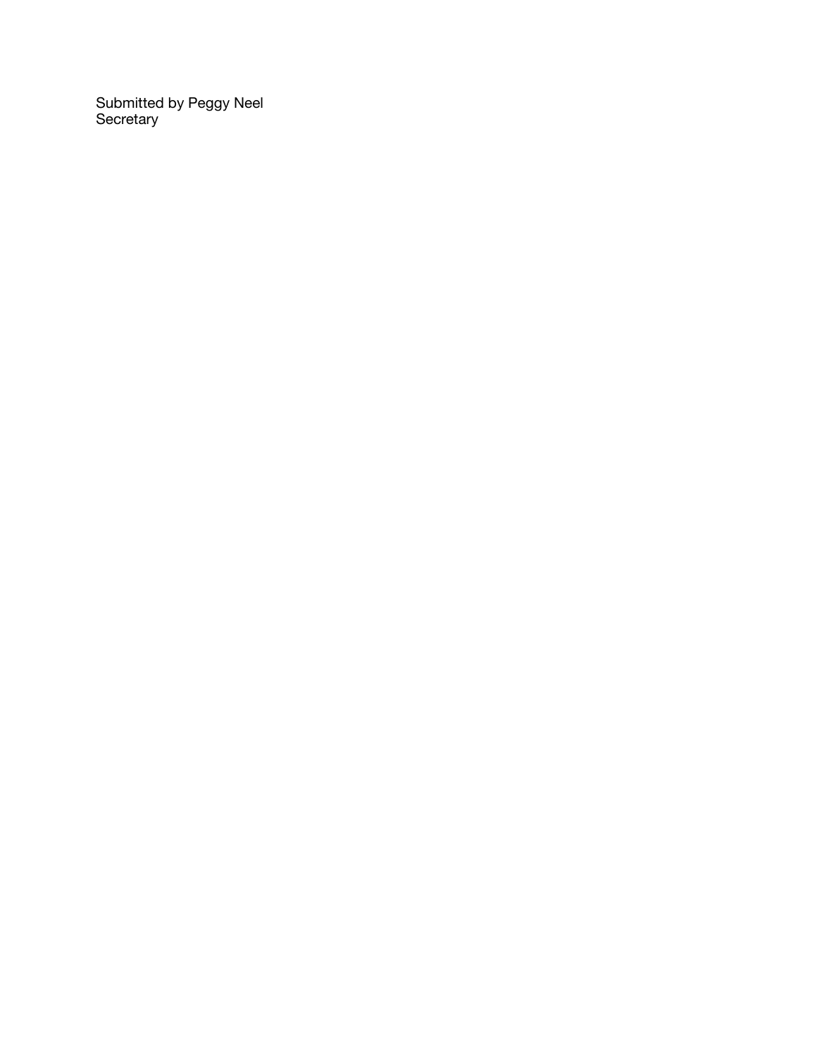Submitted by Peggy Neel
Secretary